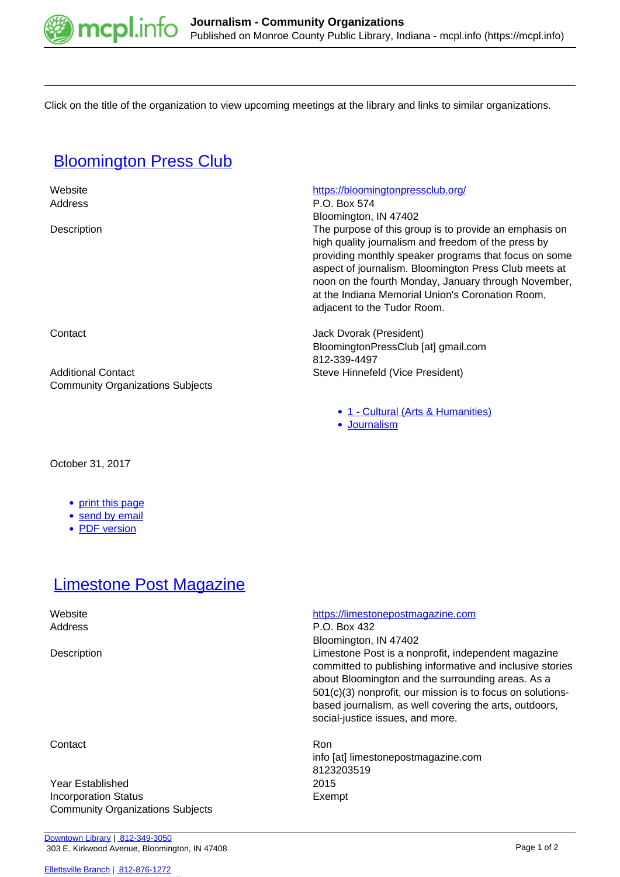Click on the title of the organization to view upcoming meetings at the library and links to similar organizations.

## [Bloomington Press Club](#)

| | |
|---|---|
| Website | https://bloomingtonpressclub.org/ |
| Address | P.O. Box 574<br>Bloomington, IN 47402 |
| Description | The purpose of this group is to provide an emphasis on high quality journalism and freedom of the press by providing monthly speaker programs that focus on some aspect of journalism. Bloomington Press Club meets at noon on the fourth Monday, January through November, at the Indiana Memorial Union's Coronation Room, adjacent to the Tudor Room. |
| Contact | Jack Dvorak (President)<br>BloomingtonPressClub [at] gmail.com<br>812-339-4497 |
| Additional Contact | Steve Hinnefeld (Vice President) |
| Community Organizations Subjects | • 1 - Cultural (Arts & Humanities)<br>• Journalism |

October 31, 2017

- print this page
- send by email
- PDF version

## [Limestone Post Magazine](#)

| | |
|---|---|
| Website | https://limestonepostmagazine.com |
| Address | P.O. Box 432<br>Bloomington, IN 47402 |
| Description | Limestone Post is a nonprofit, independent magazine committed to publishing informative and inclusive stories about Bloomington and the surrounding areas. As a 501(c)(3) nonprofit, our mission is to focus on solutions-based journalism, as well covering the arts, outdoors, social-justice issues, and more. |
| Contact | Ron<br>info [at] limestonepostmagazine.com<br>8123203519 |
| Year Established | 2015 |
| Incorporation Status | Exempt |
| Community Organizations Subjects | |

Downtown Library | 812-349-3050
303 E. Kirkwood Avenue, Bloomington, IN 47408

Ellettsville Branch | 812-876-1272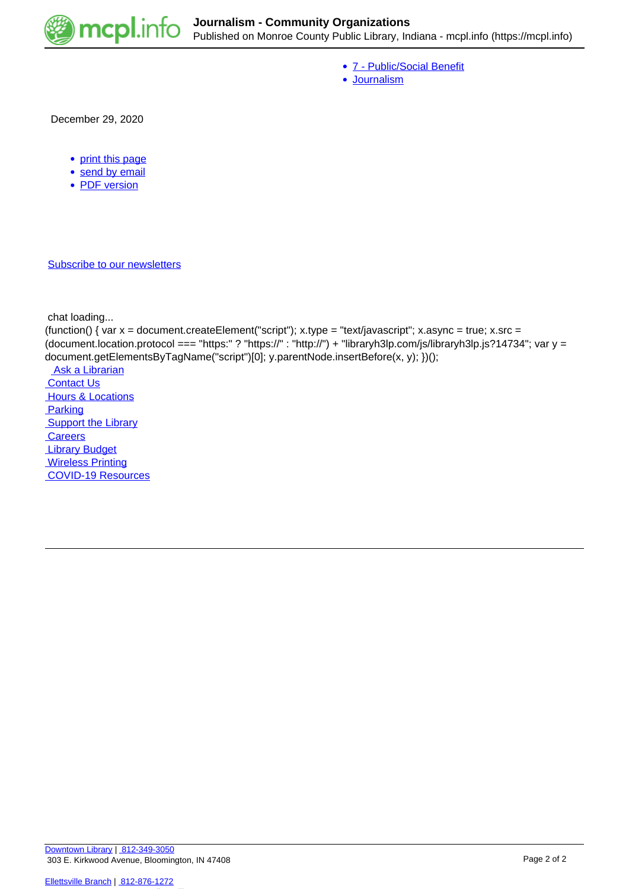- 7 - Public/Social Benefit
- Journalism

December 29, 2020

- print this page
- send by email
- PDF version

Subscribe to our newsletters

chat loading...

(function() { var x = document.createElement("script"); x.type = "text/javascript"; x.async = true; x.src = (document.location.protocol === "https:" ? "https://" : "http://") + "libraryh3lp.com/js/libraryh3lp.js?14734"; var y = document.getElementsByTagName("script")[0]; y.parentNode.insertBefore(x, y); })();

Ask a Librarian
Contact Us
Hours & Locations
Parking
Support the Library
Careers
Library Budget
Wireless Printing
COVID-19 Resources

Downtown Library | 812-349-3050
303 E. Kirkwood Avenue, Bloomington, IN 47408

Ellettsville Branch | 812-876-1272